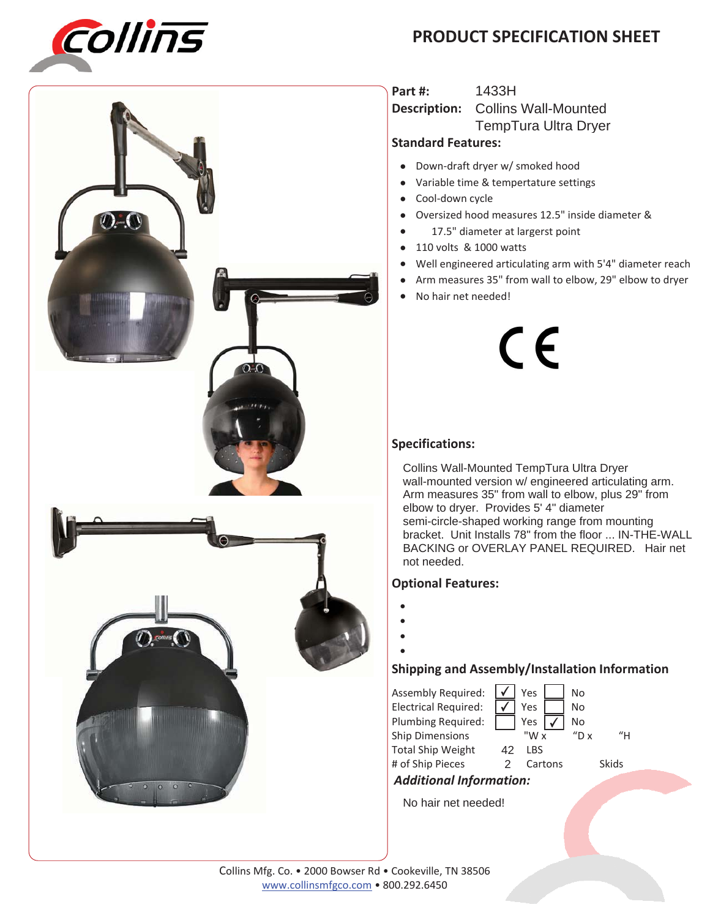# PRODUCT SPECIFICATION SHEET

**Part #:** 1433H

**Description:** Collins Wall-Mounted TempTura Ultra Dryer

## Standard Features:

- Down-draft dryer w/ smoked hood
- Variable time & tempertature settings
- Cool-down cycle
- Oversized hood measures 12.5" inside diameter &
- 17.5" diameter at largerst point
- 110 volts & 1000 watts
- Well engineered articulating arm with 5'4" diameter reach
- Arm measures 35" from wall to elbow, 29" elbow to dryer
- No hair net needed!

CE

## Specifications:

Collins Wall-Mounted TempTura Ultra Dryer wall-mounted version w/ engineered articulating arm. Arm measures 35" from wall to elbow, plus 29" from elbow to dryer. Provides 5' 4" diameter semi-circle-shaped working range from mounting bracket. Unit Installs 78" from the floor ... IN-THE-WALL BACKING or OVERLAY PANEL REQUIRED. Hair net not needed.

## Optional Features:

-
-
-
-

## Shipping and Assembly/Installation Information

| | | | | | | |
|---|---|---|---|---|---|---|
| Assembly Required: | ✓ | Yes | | No | | |
| Electrical Required: | ✓ | Yes | | No | | |
| Plumbing Required: | | Yes | ✓ | No | | |
| Ship Dimensions | | "W x | | "D x | | "H |
| Total Ship Weight | 42 | LBS | | | | |
| # of Ship Pieces | 2 | Cartons | | | Skids | |

***Additional Information:***

No hair net needed!

Collins Mfg. Co. • 2000 Bowser Rd • Cookeville, TN 38506
www.collinsmfgco.com • 800.292.6450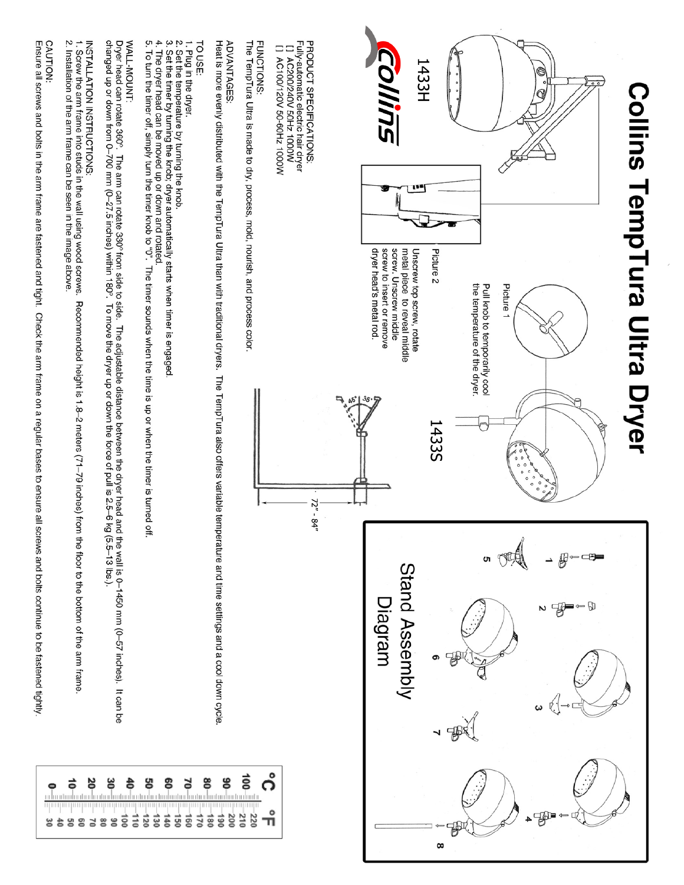# Collins TempTura Ultra Dryer

1433H

1433S

Picture 1

Pull knob to temporarily cool the temperature of the dryer.

Picture 2

Unscrew top screw, rotate metal piece to reveal middle screw. Unscrew middle screw to insert or remove dryer head's metal rod.

45° 35°

72" - 84"

## Stand Assembly Diagram

1 2 3 4 5 6 7 8

PRODUCT SPECIFICATIONS:
Fully-automatic electric hair dryer
[] AC200/240V 50Hz 1000W
[] AC100/120V 50-60Hz 1000W

FUNCTIONS:
The TempTura Ultra is made to dry, process, mold, nourish, and process color.

ADVANTAGES:
Heat is more evenly distributed with the TempTura Ultra than with traditional dryers. The TempTura also offers variable temperature and time settings and a cool down cycle.

TO USE:
1. Plug in the dryer.
2. Set the temperature by turning the knob.
3. Set the timer by turning the knob; dryer automatically starts when timer is engaged.
4. The dryer head can be moved up or down and rotated.
5. To turn the timer off, simply turn the timer knob to "0". The timer sounds when the time is up or when the timer is turned off.

WALL-MOUNT:
Dryer head can rotate 360°. The arm can rotate 330° from side to side. The adjustable distance between the dryer head and the wall is 0–1450 mm (0–57 inches). It can be changed up or down from 0–700 mm (0–27.5 inches) within 180°. To move the dryer up or down the force of pull is 2.5–6 kg (5.5–13 lbs.).

INSTALLATION INSTRUCTIONS:
1. Screw the arm frame into studs in the wall using wood screws. Recommended height is 1.8–2 meters (71–79 inches) from the floor to the bottom of the arm frame.
2. Installation of the arm frame can be seen in the image above.

CAUTION:
Ensure all screws and bolts in the arm frame are fastened and tight. Check the arm frame on a regular bases to ensure all screws and bolts continue to be fastened tightly.

°C °F
100 220
90 210
80 200
70 190
60 180
50 170
40 160
30 150
20 140
10 130
0 120
110
100
90
80
70
60
50
40
30